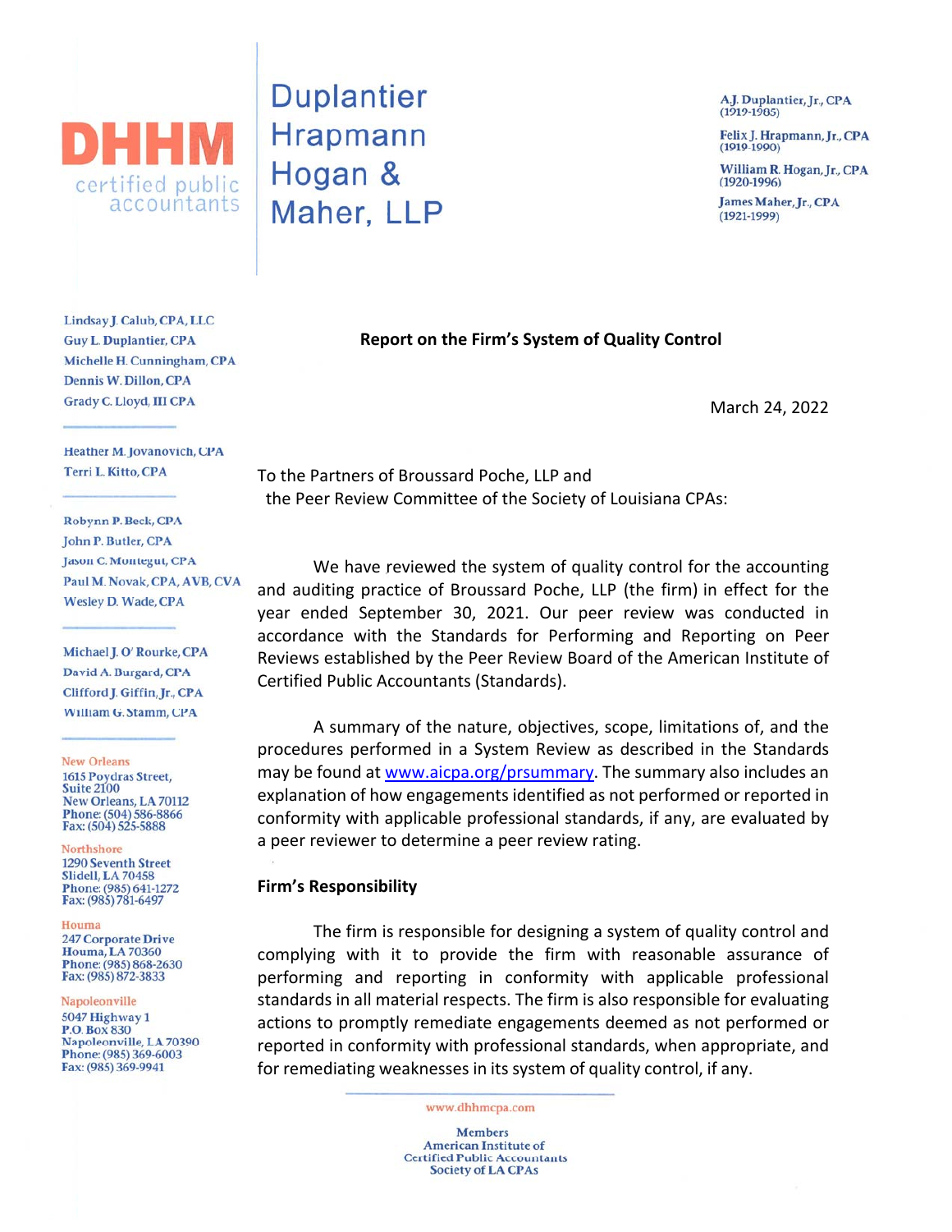# DHHM certified public accountants

## Duplantier Hrapmann Hogan & Maher, LLP

A.J. Duplantier, Jr., CPA (1919-1985)
Felix J. Hrapmann, Jr., CPA (1919-1990)
William R. Hogan, Jr., CPA (1920-1996)
James Maher, Jr., CPA (1921-1999)

Lindsay J. Calub, CPA, LLC
Guy L. Duplantier, CPA
Michelle H. Cunningham, CPA
Dennis W. Dillon, CPA
Grady C. Lloyd, III CPA

Heather M. Jovanovich, CPA
Terri L. Kitto, CPA

Robynn P. Beck, CPA
John P. Butler, CPA
Jason C. Montegut, CPA
Paul M. Novak, CPA, AVB, CVA
Wesley D. Wade, CPA

Michael J. O' Rourke, CPA
David A. Burgard, CPA
Clifford J. Giffin, Jr., CPA
William G. Stamm, CPA

**New Orleans**
1615 Poydras Street, Suite 2100
New Orleans, LA 70112
Phone: (504) 586-8866
Fax: (504) 525-5888

**Northshore**
1290 Seventh Street
Slidell, LA 70458
Phone: (985) 641-1272
Fax: (985) 781-6497

**Houma**
247 Corporate Drive
Houma, LA 70360
Phone: (985) 868-2630
Fax: (985) 872-3833

**Napoleonville**
5047 Highway 1
P.O. Box 830
Napoleonville, LA 70390
Phone: (985) 369-6003
Fax: (985) 369-9941

**Report on the Firm's System of Quality Control**

March 24, 2022

To the Partners of Broussard Poche, LLP and
the Peer Review Committee of the Society of Louisiana CPAs:

We have reviewed the system of quality control for the accounting and auditing practice of Broussard Poche, LLP (the firm) in effect for the year ended September 30, 2021. Our peer review was conducted in accordance with the Standards for Performing and Reporting on Peer Reviews established by the Peer Review Board of the American Institute of Certified Public Accountants (Standards).

A summary of the nature, objectives, scope, limitations of, and the procedures performed in a System Review as described in the Standards may be found at www.aicpa.org/prsummary. The summary also includes an explanation of how engagements identified as not performed or reported in conformity with applicable professional standards, if any, are evaluated by a peer reviewer to determine a peer review rating.

**Firm's Responsibility**

The firm is responsible for designing a system of quality control and complying with it to provide the firm with reasonable assurance of performing and reporting in conformity with applicable professional standards in all material respects. The firm is also responsible for evaluating actions to promptly remediate engagements deemed as not performed or reported in conformity with professional standards, when appropriate, and for remediating weaknesses in its system of quality control, if any.

www.dhhmcpa.com

Members
American Institute of Certified Public Accountants
Society of LA CPAs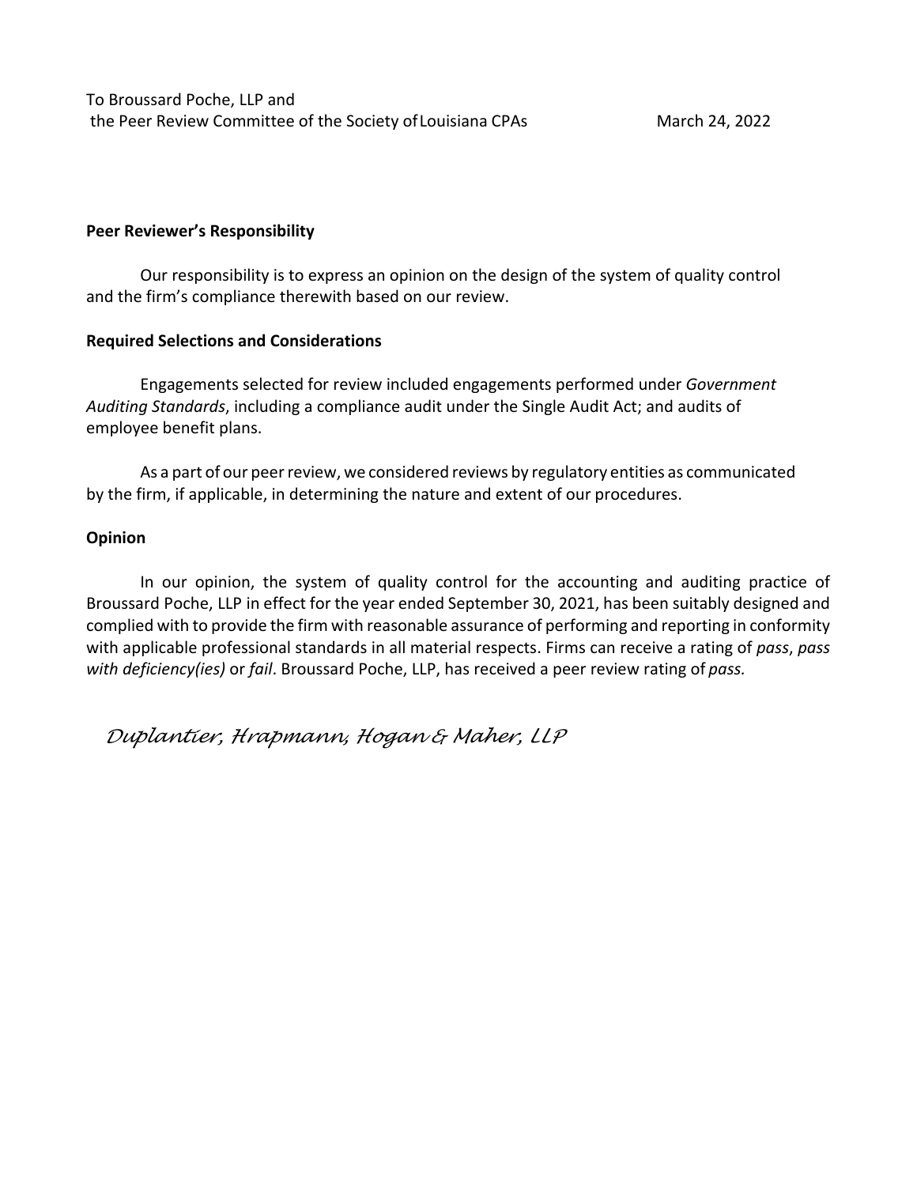To Broussard Poche, LLP and
the Peer Review Committee of the Society of Louisiana CPAs

March 24, 2022

**Peer Reviewer's Responsibility**

Our responsibility is to express an opinion on the design of the system of quality control and the firm's compliance therewith based on our review.

**Required Selections and Considerations**

Engagements selected for review included engagements performed under *Government Auditing Standards*, including a compliance audit under the Single Audit Act; and audits of employee benefit plans.

As a part of our peer review, we considered reviews by regulatory entities as communicated by the firm, if applicable, in determining the nature and extent of our procedures.

**Opinion**

In our opinion, the system of quality control for the accounting and auditing practice of Broussard Poche, LLP in effect for the year ended September 30, 2021, has been suitably designed and complied with to provide the firm with reasonable assurance of performing and reporting in conformity with applicable professional standards in all material respects. Firms can receive a rating of *pass*, *pass with deficiency(ies)* or *fail*. Broussard Poche, LLP, has received a peer review rating of *pass.*

*Duplantier, Hrapmann, Hogan & Maher, LLP*